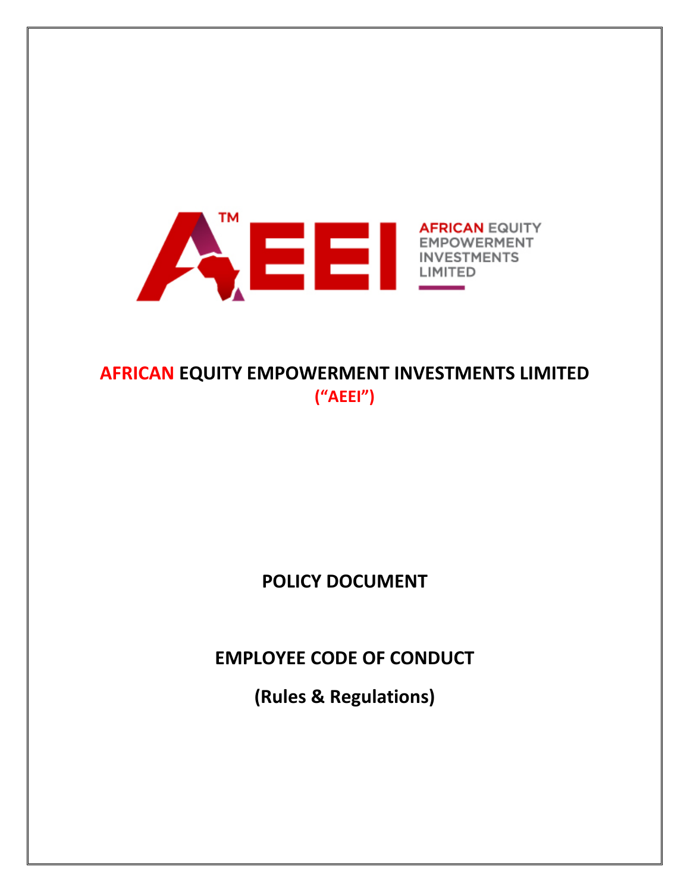AFRICAN EQUITY EMPOWERMENT INVESTMENTS LIMITED

# AFRICAN EQUITY EMPOWERMENT INVESTMENTS LIMITED

**("AEEI")**

## POLICY DOCUMENT

## EMPLOYEE CODE OF CONDUCT

## (Rules & Regulations)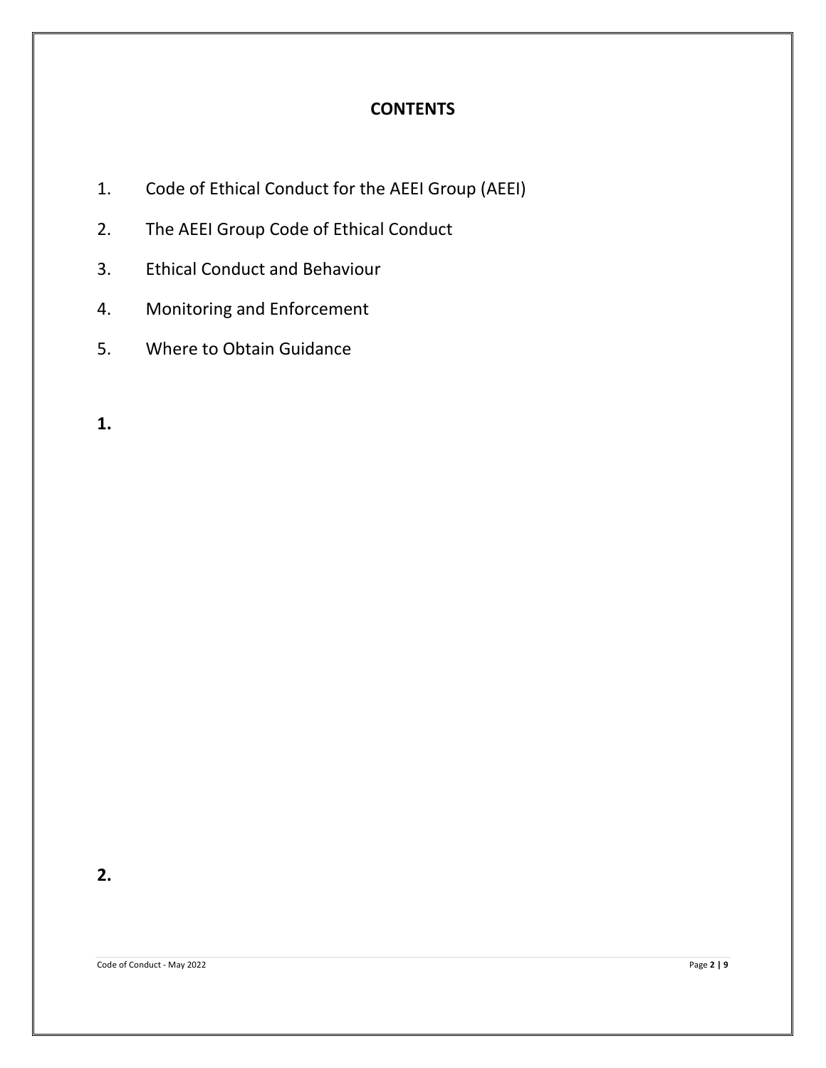**CONTENTS**

1. Code of Ethical Conduct for the AEEI Group (AEEI)
2. The AEEI Group Code of Ethical Conduct
3. Ethical Conduct and Behaviour
4. Monitoring and Enforcement
5. Where to Obtain Guidance

**1.**

**2.**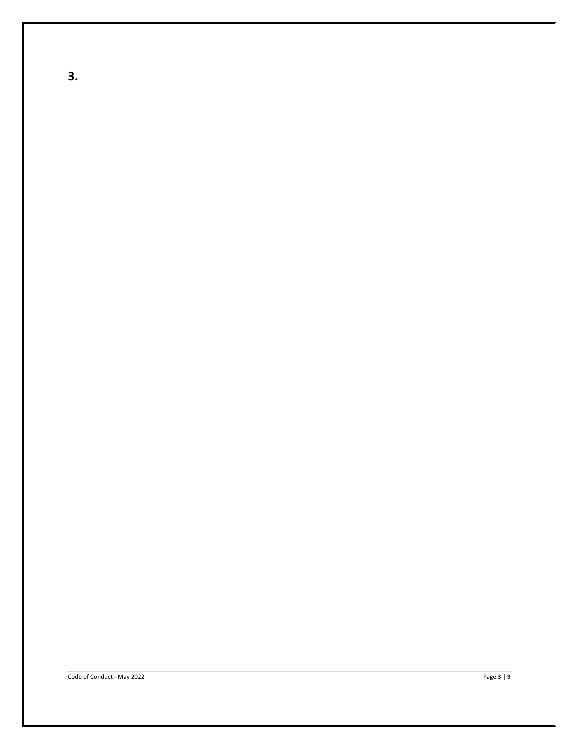**3.**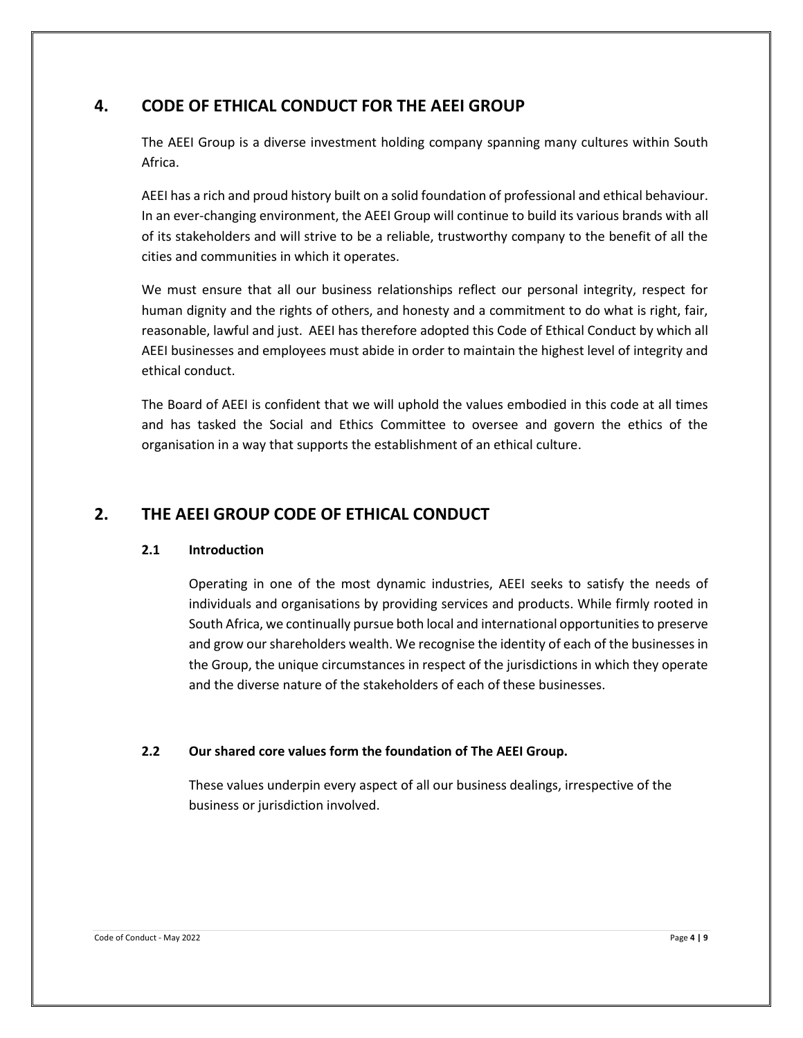## 4. CODE OF ETHICAL CONDUCT FOR THE AEEI GROUP

The AEEI Group is a diverse investment holding company spanning many cultures within South Africa.

AEEI has a rich and proud history built on a solid foundation of professional and ethical behaviour. In an ever-changing environment, the AEEI Group will continue to build its various brands with all of its stakeholders and will strive to be a reliable, trustworthy company to the benefit of all the cities and communities in which it operates.

We must ensure that all our business relationships reflect our personal integrity, respect for human dignity and the rights of others, and honesty and a commitment to do what is right, fair, reasonable, lawful and just. AEEI has therefore adopted this Code of Ethical Conduct by which all AEEI businesses and employees must abide in order to maintain the highest level of integrity and ethical conduct.

The Board of AEEI is confident that we will uphold the values embodied in this code at all times and has tasked the Social and Ethics Committee to oversee and govern the ethics of the organisation in a way that supports the establishment of an ethical culture.

## 2. THE AEEI GROUP CODE OF ETHICAL CONDUCT

### 2.1 Introduction

Operating in one of the most dynamic industries, AEEI seeks to satisfy the needs of individuals and organisations by providing services and products. While firmly rooted in South Africa, we continually pursue both local and international opportunities to preserve and grow our shareholders wealth. We recognise the identity of each of the businesses in the Group, the unique circumstances in respect of the jurisdictions in which they operate and the diverse nature of the stakeholders of each of these businesses.

### 2.2 Our shared core values form the foundation of The AEEI Group.

These values underpin every aspect of all our business dealings, irrespective of the business or jurisdiction involved.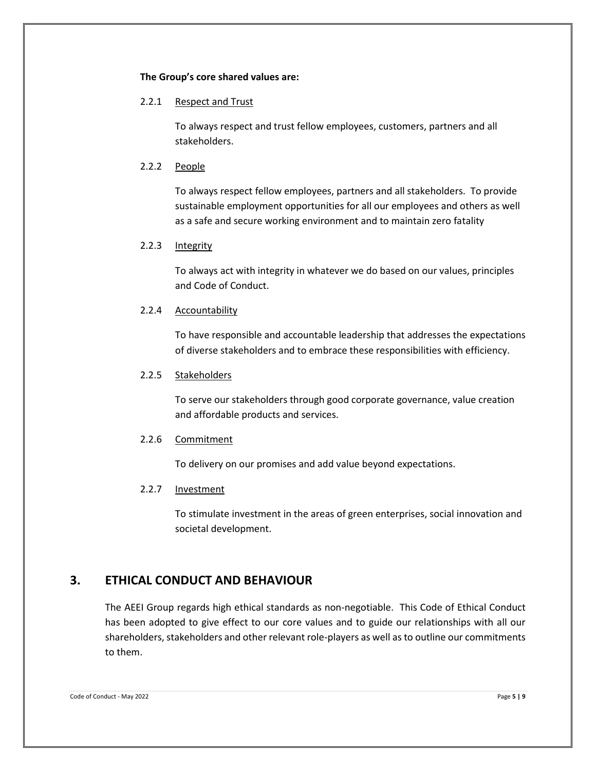**The Group's core shared values are:**

2.2.1 Respect and Trust

To always respect and trust fellow employees, customers, partners and all stakeholders.

2.2.2 People

To always respect fellow employees, partners and all stakeholders. To provide sustainable employment opportunities for all our employees and others as well as a safe and secure working environment and to maintain zero fatality

2.2.3 Integrity

To always act with integrity in whatever we do based on our values, principles and Code of Conduct.

2.2.4 Accountability

To have responsible and accountable leadership that addresses the expectations of diverse stakeholders and to embrace these responsibilities with efficiency.

2.2.5 Stakeholders

To serve our stakeholders through good corporate governance, value creation and affordable products and services.

2.2.6 Commitment

To delivery on our promises and add value beyond expectations.

2.2.7 Investment

To stimulate investment in the areas of green enterprises, social innovation and societal development.

## 3. ETHICAL CONDUCT AND BEHAVIOUR

The AEEI Group regards high ethical standards as non-negotiable. This Code of Ethical Conduct has been adopted to give effect to our core values and to guide our relationships with all our shareholders, stakeholders and other relevant role-players as well as to outline our commitments to them.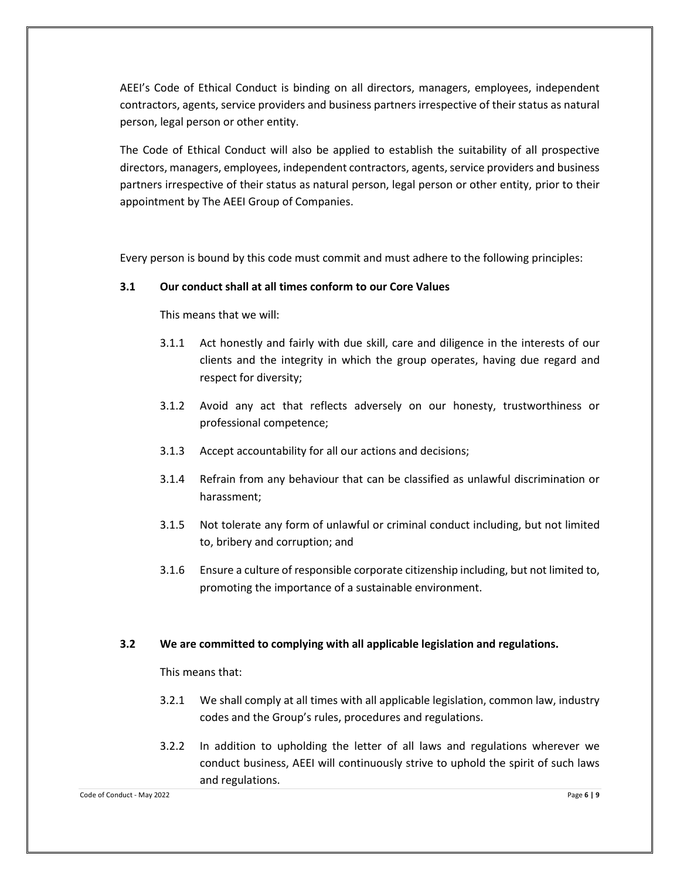AEEI's Code of Ethical Conduct is binding on all directors, managers, employees, independent contractors, agents, service providers and business partners irrespective of their status as natural person, legal person or other entity.

The Code of Ethical Conduct will also be applied to establish the suitability of all prospective directors, managers, employees, independent contractors, agents, service providers and business partners irrespective of their status as natural person, legal person or other entity, prior to their appointment by The AEEI Group of Companies.

Every person is bound by this code must commit and must adhere to the following principles:

**3.1 Our conduct shall at all times conform to our Core Values**

This means that we will:

3.1.1 Act honestly and fairly with due skill, care and diligence in the interests of our clients and the integrity in which the group operates, having due regard and respect for diversity;

3.1.2 Avoid any act that reflects adversely on our honesty, trustworthiness or professional competence;

3.1.3 Accept accountability for all our actions and decisions;

3.1.4 Refrain from any behaviour that can be classified as unlawful discrimination or harassment;

3.1.5 Not tolerate any form of unlawful or criminal conduct including, but not limited to, bribery and corruption; and

3.1.6 Ensure a culture of responsible corporate citizenship including, but not limited to, promoting the importance of a sustainable environment.

**3.2 We are committed to complying with all applicable legislation and regulations.**

This means that:

3.2.1 We shall comply at all times with all applicable legislation, common law, industry codes and the Group's rules, procedures and regulations.

3.2.2 In addition to upholding the letter of all laws and regulations wherever we conduct business, AEEI will continuously strive to uphold the spirit of such laws and regulations.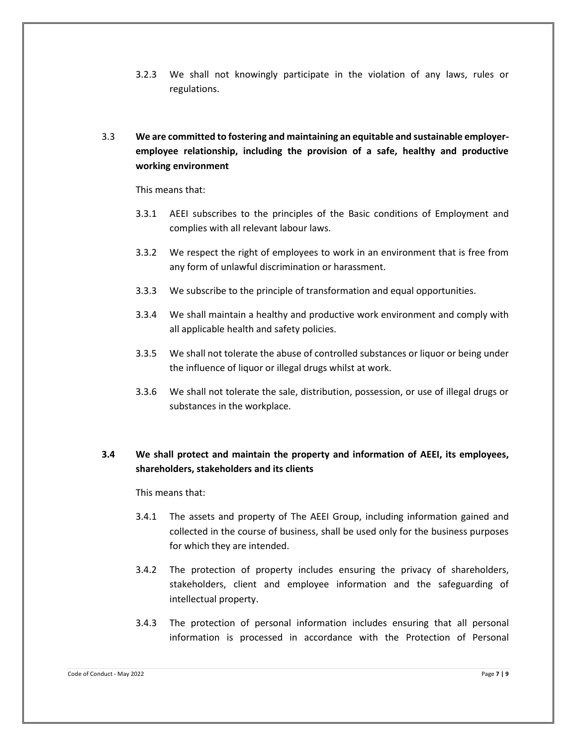3.2.3 We shall not knowingly participate in the violation of any laws, rules or regulations.

3.3 **We are committed to fostering and maintaining an equitable and sustainable employer-employee relationship, including the provision of a safe, healthy and productive working environment**

This means that:

3.3.1 AEEI subscribes to the principles of the Basic conditions of Employment and complies with all relevant labour laws.

3.3.2 We respect the right of employees to work in an environment that is free from any form of unlawful discrimination or harassment.

3.3.3 We subscribe to the principle of transformation and equal opportunities.

3.3.4 We shall maintain a healthy and productive work environment and comply with all applicable health and safety policies.

3.3.5 We shall not tolerate the abuse of controlled substances or liquor or being under the influence of liquor or illegal drugs whilst at work.

3.3.6 We shall not tolerate the sale, distribution, possession, or use of illegal drugs or substances in the workplace.

**3.4 We shall protect and maintain the property and information of AEEI, its employees, shareholders, stakeholders and its clients**

This means that:

3.4.1 The assets and property of The AEEI Group, including information gained and collected in the course of business, shall be used only for the business purposes for which they are intended.

3.4.2 The protection of property includes ensuring the privacy of shareholders, stakeholders, client and employee information and the safeguarding of intellectual property.

3.4.3 The protection of personal information includes ensuring that all personal information is processed in accordance with the Protection of Personal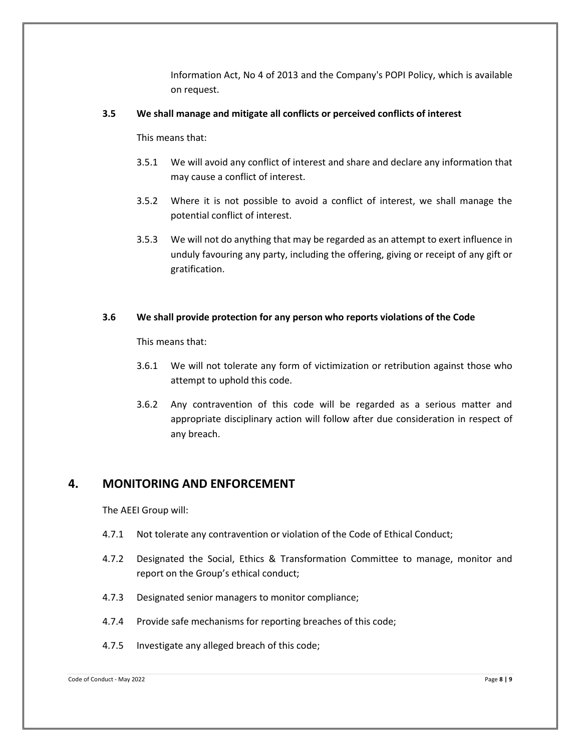Information Act, No 4 of 2013 and the Company's POPI Policy, which is available on request.

**3.5 We shall manage and mitigate all conflicts or perceived conflicts of interest**

This means that:

3.5.1 We will avoid any conflict of interest and share and declare any information that may cause a conflict of interest.

3.5.2 Where it is not possible to avoid a conflict of interest, we shall manage the potential conflict of interest.

3.5.3 We will not do anything that may be regarded as an attempt to exert influence in unduly favouring any party, including the offering, giving or receipt of any gift or gratification.

**3.6 We shall provide protection for any person who reports violations of the Code**

This means that:

3.6.1 We will not tolerate any form of victimization or retribution against those who attempt to uphold this code.

3.6.2 Any contravention of this code will be regarded as a serious matter and appropriate disciplinary action will follow after due consideration in respect of any breach.

## 4. MONITORING AND ENFORCEMENT

The AEEI Group will:

4.7.1 Not tolerate any contravention or violation of the Code of Ethical Conduct;

4.7.2 Designated the Social, Ethics & Transformation Committee to manage, monitor and report on the Group's ethical conduct;

4.7.3 Designated senior managers to monitor compliance;

4.7.4 Provide safe mechanisms for reporting breaches of this code;

4.7.5 Investigate any alleged breach of this code;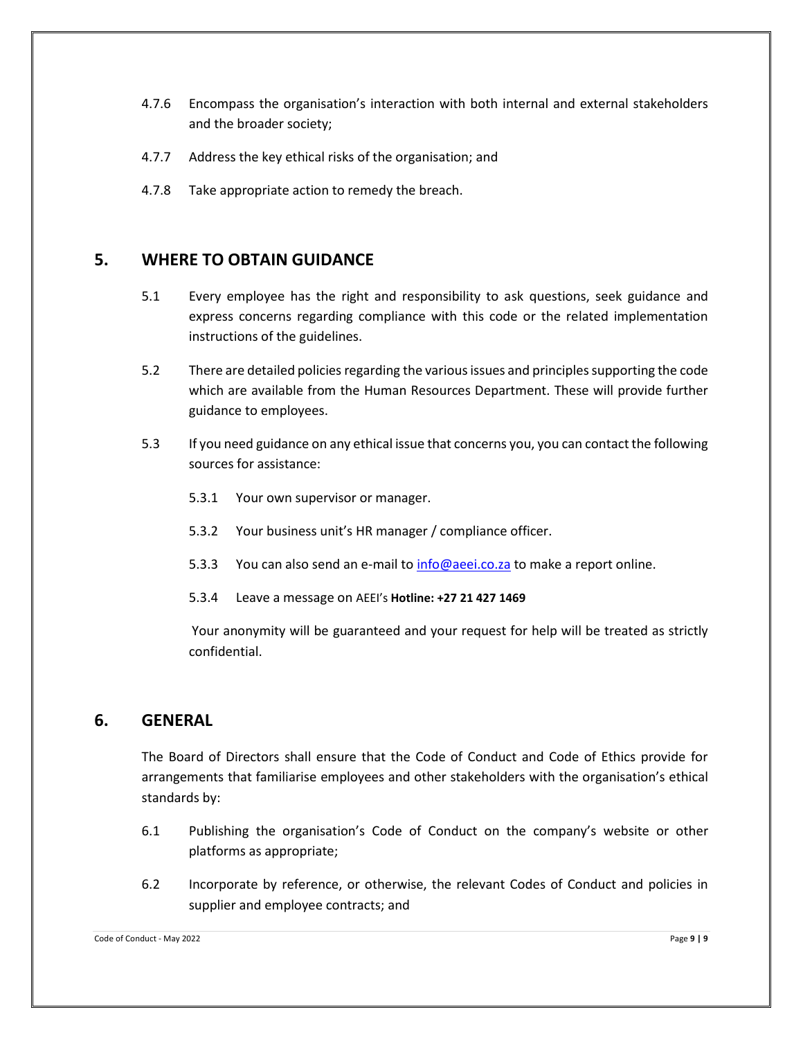4.7.6 Encompass the organisation's interaction with both internal and external stakeholders and the broader society;

4.7.7 Address the key ethical risks of the organisation; and

4.7.8 Take appropriate action to remedy the breach.

## 5. WHERE TO OBTAIN GUIDANCE

5.1 Every employee has the right and responsibility to ask questions, seek guidance and express concerns regarding compliance with this code or the related implementation instructions of the guidelines.

5.2 There are detailed policies regarding the various issues and principles supporting the code which are available from the Human Resources Department. These will provide further guidance to employees.

5.3 If you need guidance on any ethical issue that concerns you, you can contact the following sources for assistance:

5.3.1 Your own supervisor or manager.

5.3.2 Your business unit's HR manager / compliance officer.

5.3.3 You can also send an e-mail to info@aeei.co.za to make a report online.

5.3.4 Leave a message on AEEI's **Hotline: +27 21 427 1469**

Your anonymity will be guaranteed and your request for help will be treated as strictly confidential.

## 6. GENERAL

The Board of Directors shall ensure that the Code of Conduct and Code of Ethics provide for arrangements that familiarise employees and other stakeholders with the organisation's ethical standards by:

6.1 Publishing the organisation's Code of Conduct on the company's website or other platforms as appropriate;

6.2 Incorporate by reference, or otherwise, the relevant Codes of Conduct and policies in supplier and employee contracts; and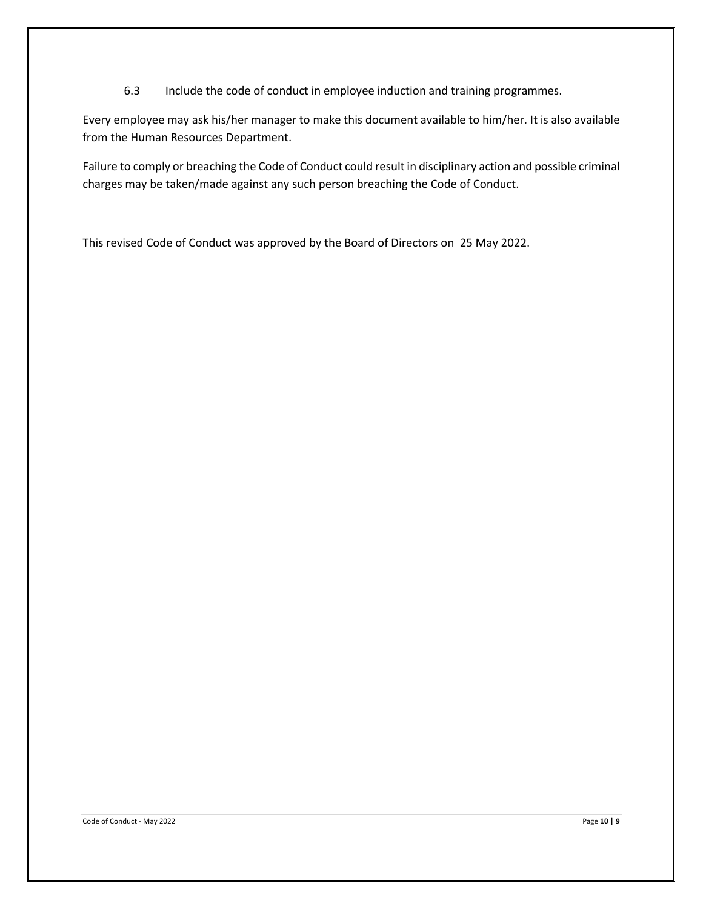6.3 Include the code of conduct in employee induction and training programmes.

Every employee may ask his/her manager to make this document available to him/her. It is also available from the Human Resources Department.

Failure to comply or breaching the Code of Conduct could result in disciplinary action and possible criminal charges may be taken/made against any such person breaching the Code of Conduct.

This revised Code of Conduct was approved by the Board of Directors on 25 May 2022.